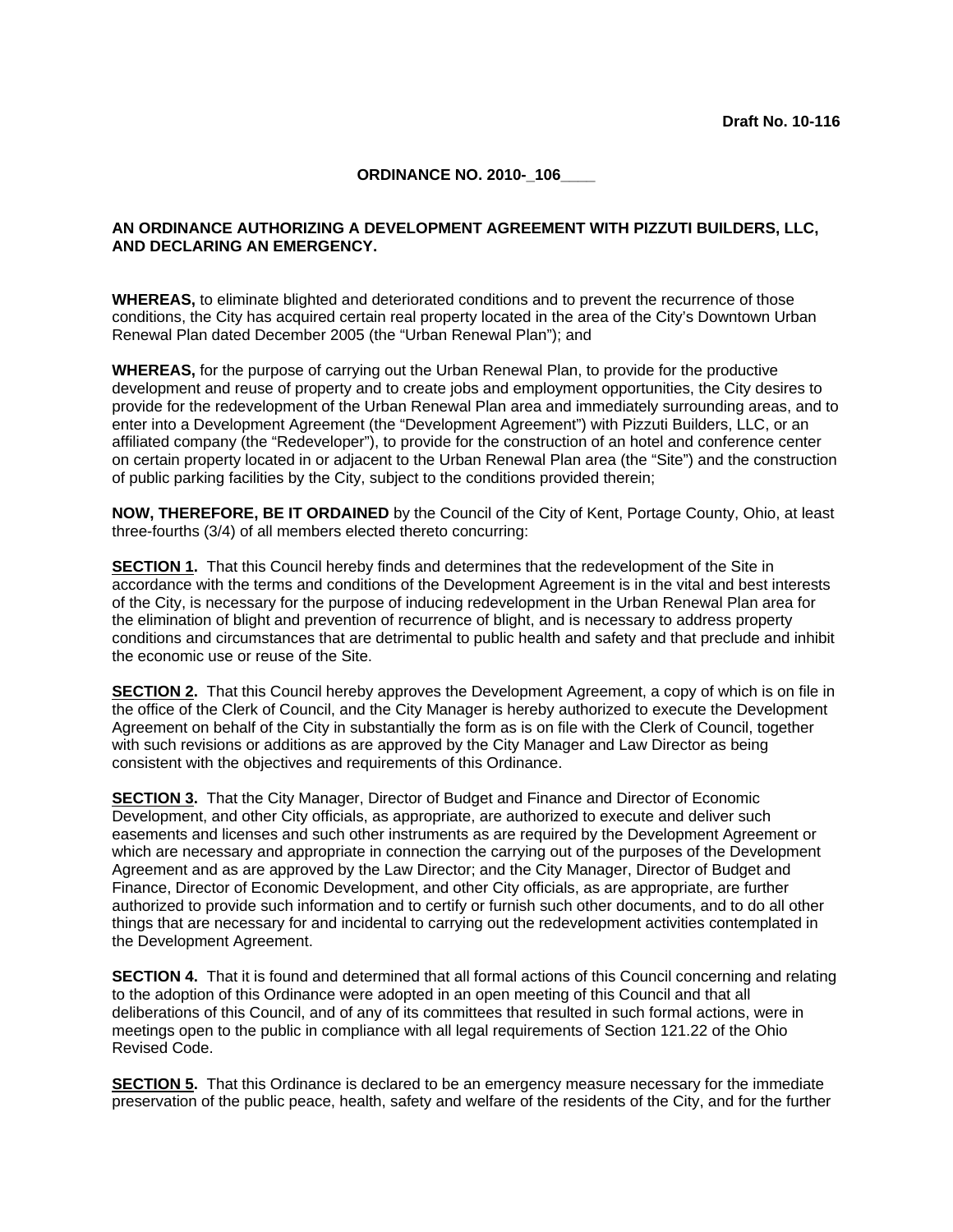**Draft No. 10-116**

**ORDINANCE NO. 2010-_106____**

**AN ORDINANCE AUTHORIZING A DEVELOPMENT AGREEMENT WITH PIZZUTI BUILDERS, LLC, AND DECLARING AN EMERGENCY.**

**WHEREAS,** to eliminate blighted and deteriorated conditions and to prevent the recurrence of those conditions, the City has acquired certain real property located in the area of the City's Downtown Urban Renewal Plan dated December 2005 (the "Urban Renewal Plan"); and

**WHEREAS,** for the purpose of carrying out the Urban Renewal Plan, to provide for the productive development and reuse of property and to create jobs and employment opportunities, the City desires to provide for the redevelopment of the Urban Renewal Plan area and immediately surrounding areas, and to enter into a Development Agreement (the "Development Agreement") with Pizzuti Builders, LLC, or an affiliated company (the "Redeveloper"), to provide for the construction of an hotel and conference center on certain property located in or adjacent to the Urban Renewal Plan area (the "Site") and the construction of public parking facilities by the City, subject to the conditions provided therein;

**NOW, THEREFORE, BE IT ORDAINED** by the Council of the City of Kent, Portage County, Ohio, at least three-fourths (3/4) of all members elected thereto concurring:

**SECTION 1.** That this Council hereby finds and determines that the redevelopment of the Site in accordance with the terms and conditions of the Development Agreement is in the vital and best interests of the City, is necessary for the purpose of inducing redevelopment in the Urban Renewal Plan area for the elimination of blight and prevention of recurrence of blight, and is necessary to address property conditions and circumstances that are detrimental to public health and safety and that preclude and inhibit the economic use or reuse of the Site.

**SECTION 2.** That this Council hereby approves the Development Agreement, a copy of which is on file in the office of the Clerk of Council, and the City Manager is hereby authorized to execute the Development Agreement on behalf of the City in substantially the form as is on file with the Clerk of Council, together with such revisions or additions as are approved by the City Manager and Law Director as being consistent with the objectives and requirements of this Ordinance.

**SECTION 3.** That the City Manager, Director of Budget and Finance and Director of Economic Development, and other City officials, as appropriate, are authorized to execute and deliver such easements and licenses and such other instruments as are required by the Development Agreement or which are necessary and appropriate in connection the carrying out of the purposes of the Development Agreement and as are approved by the Law Director; and the City Manager, Director of Budget and Finance, Director of Economic Development, and other City officials, as are appropriate, are further authorized to provide such information and to certify or furnish such other documents, and to do all other things that are necessary for and incidental to carrying out the redevelopment activities contemplated in the Development Agreement.

**SECTION 4.** That it is found and determined that all formal actions of this Council concerning and relating to the adoption of this Ordinance were adopted in an open meeting of this Council and that all deliberations of this Council, and of any of its committees that resulted in such formal actions, were in meetings open to the public in compliance with all legal requirements of Section 121.22 of the Ohio Revised Code.

**SECTION 5.** That this Ordinance is declared to be an emergency measure necessary for the immediate preservation of the public peace, health, safety and welfare of the residents of the City, and for the further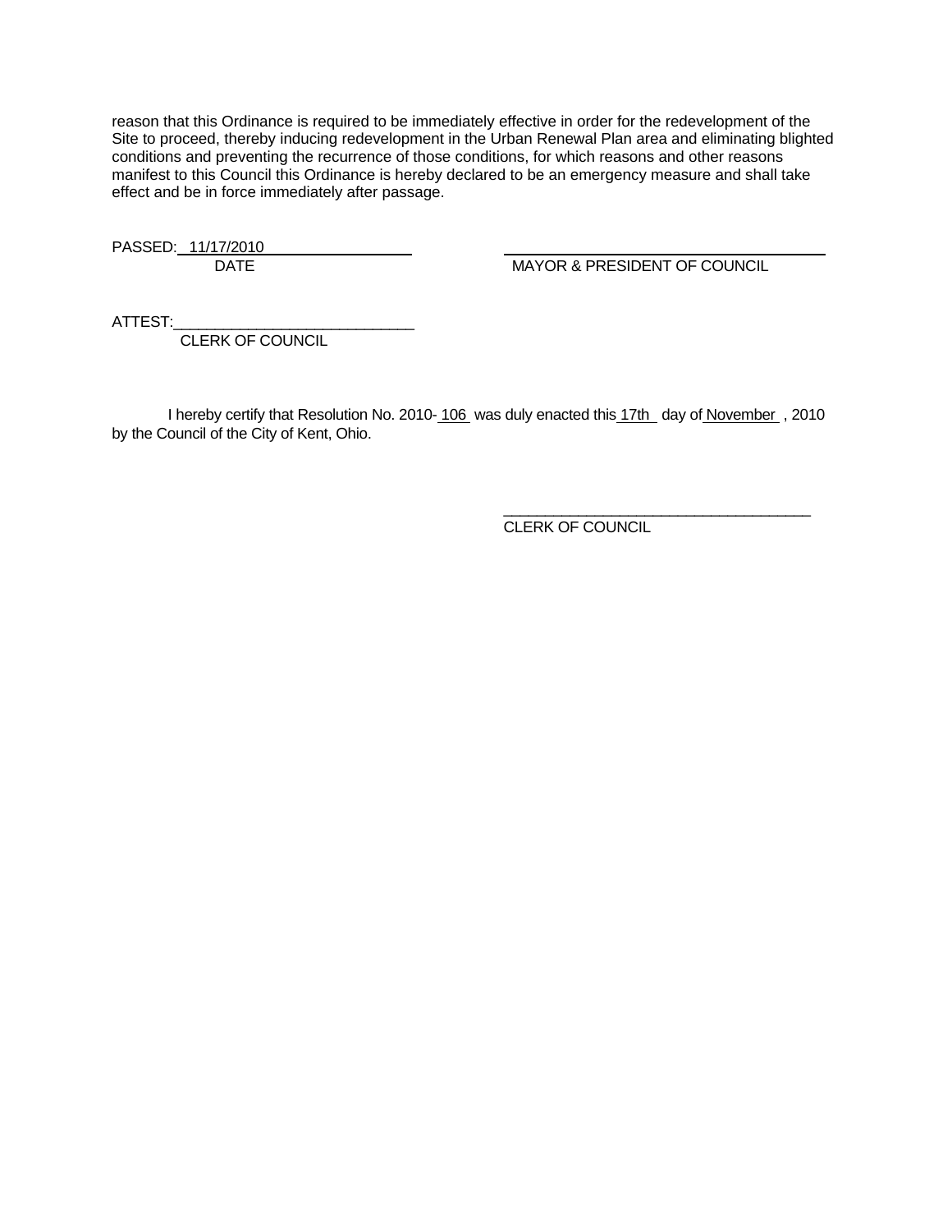reason that this Ordinance is required to be immediately effective in order for the redevelopment of the Site to proceed, thereby inducing redevelopment in the Urban Renewal Plan area and eliminating blighted conditions and preventing the recurrence of those conditions, for which reasons and other reasons manifest to this Council this Ordinance is hereby declared to be an emergency measure and shall take effect and be in force immediately after passage.

PASSED: 11/17/2010
DATE

MAYOR & PRESIDENT OF COUNCIL

ATTEST:____________________________
CLERK OF COUNCIL

I hereby certify that Resolution No. 2010- 106 was duly enacted this 17th day of November , 2010 by the Council of the City of Kent, Ohio.

____________________________________
CLERK OF COUNCIL